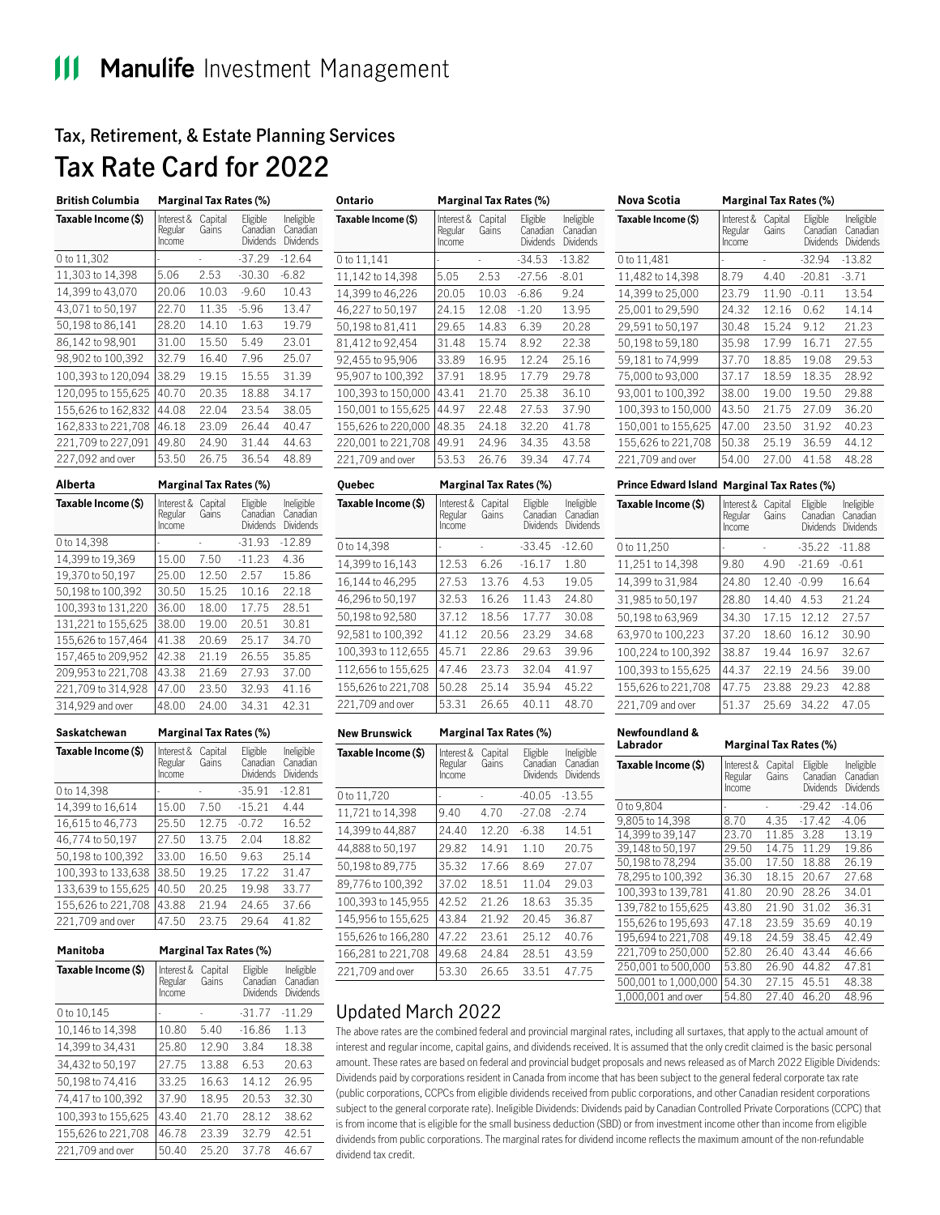Manulife Investment Management

## Tax, Retirement, & Estate Planning Services

# Tax Rate Card for 2022

### British Columbia

| Taxable Income ($) | Interest & Regular Income | Capital Gains | Eligible Canadian Dividends | Ineligible Canadian Dividends |
|---|---|---|---|---|
| 0 to 11,302 | - | - | -37.29 | -12.64 |
| 11,303 to 14,398 | 5.06 | 2.53 | -30.30 | -6.82 |
| 14,399 to 43,070 | 20.06 | 10.03 | -9.60 | 10.43 |
| 43,071 to 50,197 | 22.70 | 11.35 | -5.96 | 13.47 |
| 50,198 to 86,141 | 28.20 | 14.10 | 1.63 | 19.79 |
| 86,142 to 98,901 | 31.00 | 15.50 | 5.49 | 23.01 |
| 98,902 to 100,392 | 32.79 | 16.40 | 7.96 | 25.07 |
| 100,393 to 120,094 | 38.29 | 19.15 | 15.55 | 31.39 |
| 120,095 to 155,625 | 40.70 | 20.35 | 18.88 | 34.17 |
| 155,626 to 162,832 | 44.08 | 22.04 | 23.54 | 38.05 |
| 162,833 to 221,708 | 46.18 | 23.09 | 26.44 | 40.47 |
| 221,709 to 227,091 | 49.80 | 24.90 | 31.44 | 44.63 |
| 227,092 and over | 53.50 | 26.75 | 36.54 | 48.89 |

### Alberta

| Taxable Income ($) | Interest & Regular Income | Capital Gains | Eligible Canadian Dividends | Ineligible Canadian Dividends |
|---|---|---|---|---|
| 0 to 14,398 | - | - | -31.93 | -12.89 |
| 14,399 to 19,369 | 15.00 | 7.50 | -11.23 | 4.36 |
| 19,370 to 50,197 | 25.00 | 12.50 | 2.57 | 15.86 |
| 50,198 to 100,392 | 30.50 | 15.25 | 10.16 | 22.18 |
| 100,393 to 131,220 | 36.00 | 18.00 | 17.75 | 28.51 |
| 131,221 to 155,625 | 38.00 | 19.00 | 20.51 | 30.81 |
| 155,626 to 157,464 | 41.38 | 20.69 | 25.17 | 34.70 |
| 157,465 to 209,952 | 42.38 | 21.19 | 26.55 | 35.85 |
| 209,953 to 221,708 | 43.38 | 21.69 | 27.93 | 37.00 |
| 221,709 to 314,928 | 47.00 | 23.50 | 32.93 | 41.16 |
| 314,929 and over | 48.00 | 24.00 | 34.31 | 42.31 |

### Saskatchewan

| Taxable Income ($) | Interest & Regular Income | Capital Gains | Eligible Canadian Dividends | Ineligible Canadian Dividends |
|---|---|---|---|---|
| 0 to 14,398 | - | - | -35.91 | -12.81 |
| 14,399 to 16,614 | 15.00 | 7.50 | -15.21 | 4.44 |
| 16,615 to 46,773 | 25.50 | 12.75 | -0.72 | 16.52 |
| 46,774 to 50,197 | 27.50 | 13.75 | 2.04 | 18.82 |
| 50,198 to 100,392 | 33.00 | 16.50 | 9.63 | 25.14 |
| 100,393 to 133,638 | 38.50 | 19.25 | 17.22 | 31.47 |
| 133,639 to 155,625 | 40.50 | 20.25 | 19.98 | 33.77 |
| 155,626 to 221,708 | 43.88 | 21.94 | 24.65 | 37.66 |
| 221,709 and over | 47.50 | 23.75 | 29.64 | 41.82 |

### Manitoba

| Taxable Income ($) | Interest & Regular Income | Capital Gains | Eligible Canadian Dividends | Ineligible Canadian Dividends |
|---|---|---|---|---|
| 0 to 10,145 | - | - | -31.77 | -11.29 |
| 10,146 to 14,398 | 10.80 | 5.40 | -16.86 | 1.13 |
| 14,399 to 34,431 | 25.80 | 12.90 | 3.84 | 18.38 |
| 34,432 to 50,197 | 27.75 | 13.88 | 6.53 | 20.63 |
| 50,198 to 74,416 | 33.25 | 16.63 | 14.12 | 26.95 |
| 74,417 to 100,392 | 37.90 | 18.95 | 20.53 | 32.30 |
| 100,393 to 155,625 | 43.40 | 21.70 | 28.12 | 38.62 |
| 155,626 to 221,708 | 46.78 | 23.39 | 32.79 | 42.51 |
| 221,709 and over | 50.40 | 25.20 | 37.78 | 46.67 |

### Ontario

| Taxable Income ($) | Interest & Regular Income | Capital Gains | Eligible Canadian Dividends | Ineligible Canadian Dividends |
|---|---|---|---|---|
| 0 to 11,141 | - | - | -34.53 | -13.82 |
| 11,142 to 14,398 | 5.05 | 2.53 | -27.56 | -8.01 |
| 14,399 to 46,226 | 20.05 | 10.03 | -6.86 | 9.24 |
| 46,227 to 50,197 | 24.15 | 12.08 | -1.20 | 13.95 |
| 50,198 to 81,411 | 29.65 | 14.83 | 6.39 | 20.28 |
| 81,412 to 92,454 | 31.48 | 15.74 | 8.92 | 22.38 |
| 92,455 to 95,906 | 33.89 | 16.95 | 12.24 | 25.16 |
| 95,907 to 100,392 | 37.91 | 18.95 | 17.79 | 29.78 |
| 100,393 to 150,000 | 43.41 | 21.70 | 25.38 | 36.10 |
| 150,001 to 155,625 | 44.97 | 22.48 | 27.53 | 37.90 |
| 155,626 to 220,000 | 48.35 | 24.18 | 32.20 | 41.78 |
| 220,001 to 221,708 | 49.91 | 24.96 | 34.35 | 43.58 |
| 221,709 and over | 53.53 | 26.76 | 39.34 | 47.74 |

### Quebec

| Taxable Income ($) | Interest & Regular Income | Capital Gains | Eligible Canadian Dividends | Ineligible Canadian Dividends |
|---|---|---|---|---|
| 0 to 14,398 | - | - | -33.45 | -12.60 |
| 14,399 to 16,143 | 12.53 | 6.26 | -16.17 | 1.80 |
| 16,144 to 46,295 | 27.53 | 13.76 | 4.53 | 19.05 |
| 46,296 to 50,197 | 32.53 | 16.26 | 11.43 | 24.80 |
| 50,198 to 92,580 | 37.12 | 18.56 | 17.77 | 30.08 |
| 92,581 to 100,392 | 41.12 | 20.56 | 23.29 | 34.68 |
| 100,393 to 112,655 | 45.71 | 22.86 | 29.63 | 39.96 |
| 112,656 to 155,625 | 47.46 | 23.73 | 32.04 | 41.97 |
| 155,626 to 221,708 | 50.28 | 25.14 | 35.94 | 45.22 |
| 221,709 and over | 53.31 | 26.65 | 40.11 | 48.70 |

### New Brunswick

| Taxable Income ($) | Interest & Regular Income | Capital Gains | Eligible Canadian Dividends | Ineligible Canadian Dividends |
|---|---|---|---|---|
| 0 to 11,720 | - | - | -40.05 | -13.55 |
| 11,721 to 14,398 | 9.40 | 4.70 | -27.08 | -2.74 |
| 14,399 to 44,887 | 24.40 | 12.20 | -6.38 | 14.51 |
| 44,888 to 50,197 | 29.82 | 14.91 | 1.10 | 20.75 |
| 50,198 to 89,775 | 35.32 | 17.66 | 8.69 | 27.07 |
| 89,776 to 100,392 | 37.02 | 18.51 | 11.04 | 29.03 |
| 100,393 to 145,955 | 42.52 | 21.26 | 18.63 | 35.35 |
| 145,956 to 155,625 | 43.84 | 21.92 | 20.45 | 36.87 |
| 155,626 to 166,280 | 47.22 | 23.61 | 25.12 | 40.76 |
| 166,281 to 221,708 | 49.68 | 24.84 | 28.51 | 43.59 |
| 221,709 and over | 53.30 | 26.65 | 33.51 | 47.75 |

### Nova Scotia

| Taxable Income ($) | Interest & Regular Income | Capital Gains | Eligible Canadian Dividends | Ineligible Canadian Dividends |
|---|---|---|---|---|
| 0 to 11,481 | - | - | -32.94 | -13.82 |
| 11,482 to 14,398 | 8.79 | 4.40 | -20.81 | -3.71 |
| 14,399 to 25,000 | 23.79 | 11.90 | -0.11 | 13.54 |
| 25,001 to 29,590 | 24.32 | 12.16 | 0.62 | 14.14 |
| 29,591 to 50,197 | 30.48 | 15.24 | 9.12 | 21.23 |
| 50,198 to 59,180 | 35.98 | 17.99 | 16.71 | 27.55 |
| 59,181 to 74,999 | 37.70 | 18.85 | 19.08 | 29.53 |
| 75,000 to 93,000 | 37.17 | 18.59 | 18.35 | 28.92 |
| 93,001 to 100,392 | 38.00 | 19.00 | 19.50 | 29.88 |
| 100,393 to 150,000 | 43.50 | 21.75 | 27.09 | 36.20 |
| 150,001 to 155,625 | 47.00 | 23.50 | 31.92 | 40.23 |
| 155,626 to 221,708 | 50.38 | 25.19 | 36.59 | 44.12 |
| 221,709 and over | 54.00 | 27.00 | 41.58 | 48.28 |

### Prince Edward Island

| Taxable Income ($) | Interest & Regular Income | Capital Gains | Eligible Canadian Dividends | Ineligible Canadian Dividends |
|---|---|---|---|---|
| 0 to 11,250 | - | - | -35.22 | -11.88 |
| 11,251 to 14,398 | 9.80 | 4.90 | -21.69 | -0.61 |
| 14,399 to 31,984 | 24.80 | 12.40 | -0.99 | 16.64 |
| 31,985 to 50,197 | 28.80 | 14.40 | 4.53 | 21.24 |
| 50,198 to 63,969 | 34.30 | 17.15 | 12.12 | 27.57 |
| 63,970 to 100,223 | 37.20 | 18.60 | 16.12 | 30.90 |
| 100,224 to 100,392 | 38.87 | 19.44 | 16.97 | 32.67 |
| 100,393 to 155,625 | 44.37 | 22.19 | 24.56 | 39.00 |
| 155,626 to 221,708 | 47.75 | 23.88 | 29.23 | 42.88 |
| 221,709 and over | 51.37 | 25.69 | 34.22 | 47.05 |

### Newfoundland & Labrador

| Taxable Income ($) | Interest & Regular Income | Capital Gains | Eligible Canadian Dividends | Ineligible Canadian Dividends |
|---|---|---|---|---|
| 0 to 9,804 | - | - | -29.42 | -14.06 |
| 9,805 to 14,398 | 8.70 | 4.35 | -17.42 | -4.06 |
| 14,399 to 39,147 | 23.70 | 11.85 | 3.28 | 13.19 |
| 39,148 to 50,197 | 29.50 | 14.75 | 11.29 | 19.86 |
| 50,198 to 78,294 | 35.00 | 17.50 | 18.88 | 26.19 |
| 78,295 to 100,392 | 36.30 | 18.15 | 20.67 | 27.68 |
| 100,393 to 139,781 | 41.80 | 20.90 | 28.26 | 34.01 |
| 139,782 to 155,625 | 43.80 | 21.90 | 31.02 | 36.31 |
| 155,626 to 195,693 | 47.18 | 23.59 | 35.69 | 40.19 |
| 195,694 to 221,708 | 49.18 | 24.59 | 38.45 | 42.49 |
| 221,709 to 250,000 | 52.80 | 26.40 | 43.44 | 46.66 |
| 250,001 to 500,000 | 53.80 | 26.90 | 44.82 | 47.81 |
| 500,001 to 1,000,000 | 54.30 | 27.15 | 45.51 | 48.38 |
| 1,000,001 and over | 54.80 | 27.40 | 46.20 | 48.96 |

## Updated March 2022

The above rates are the combined federal and provincial marginal rates, including all surtaxes, that apply to the actual amount of interest and regular income, capital gains, and dividends received. It is assumed that the only credit claimed is the basic personal amount. These rates are based on federal and provincial budget proposals and news released as of March 2022 Eligible Dividends: Dividends paid by corporations resident in Canada from income that has been subject to the general federal corporate tax rate (public corporations, CCPCs from eligible dividends received from public corporations, and other Canadian resident corporations subject to the general corporate rate). Ineligible Dividends: Dividends paid by Canadian Controlled Private Corporations (CCPC) that is from income that is eligible for the small business deduction (SBD) or from investment income other than income from eligible dividends from public corporations. The marginal rates for dividend income reflects the maximum amount of the non-refundable dividend tax credit.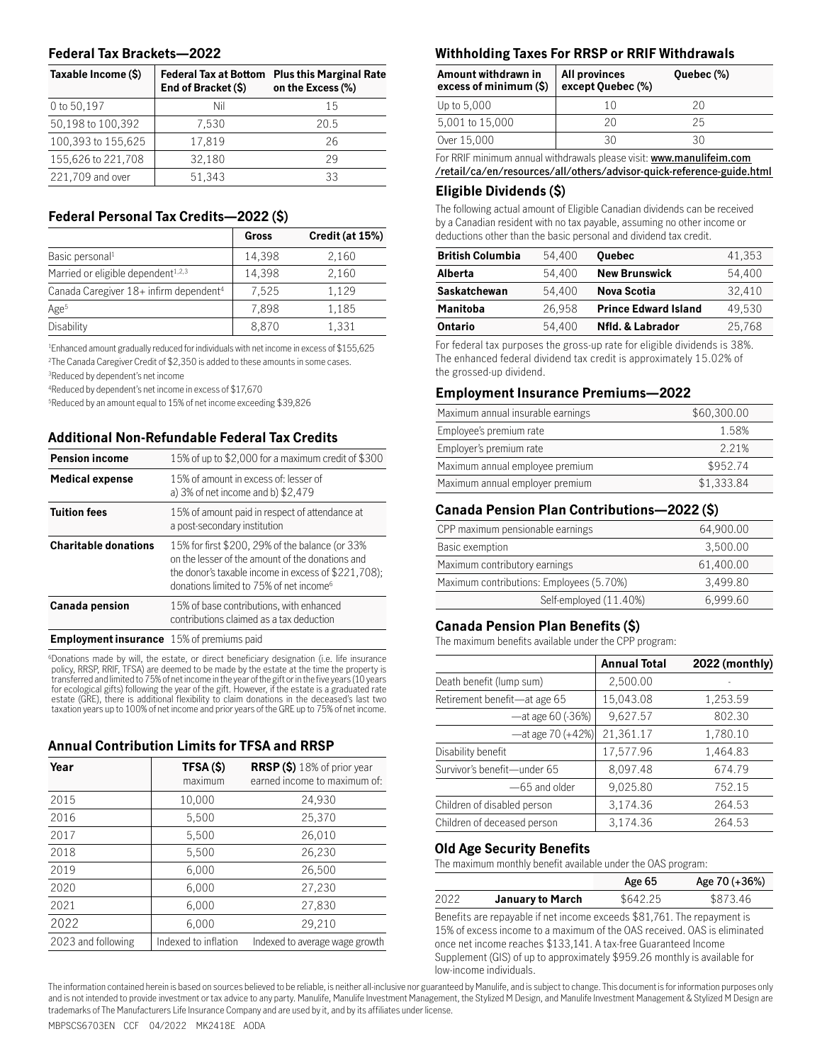## Federal Tax Brackets—2022

| Taxable Income ($) | Federal Tax at Bottom End of Bracket ($) | Plus this Marginal Rate on the Excess (%) |
|---|---|---|
| 0 to 50,197 | Nil | 15 |
| 50,198 to 100,392 | 7,530 | 20.5 |
| 100,393 to 155,625 | 17,819 | 26 |
| 155,626 to 221,708 | 32,180 | 29 |
| 221,709 and over | 51,343 | 33 |

## Federal Personal Tax Credits—2022 ($)

| | Gross | Credit (at 15%) |
|---|---|---|
| Basic personal[1] | 14,398 | 2,160 |
| Married or eligible dependent[1,2,3] | 14,398 | 2,160 |
| Canada Caregiver 18+ infirm dependent[4] | 7,525 | 1,129 |
| Age[5] | 7,898 | 1,185 |
| Disability | 8,870 | 1,331 |

[1]Enhanced amount gradually reduced for individuals with net income in excess of $155,625

[2]The Canada Caregiver Credit of $2,350 is added to these amounts in some cases.

[3]Reduced by dependent's net income

[4]Reduced by dependent's net income in excess of $17,670

[5]Reduced by an amount equal to 15% of net income exceeding $39,826

## Additional Non-Refundable Federal Tax Credits

| | |
|---|---|
| **Pension income** | 15% of up to $2,000 for a maximum credit of $300 |
| **Medical expense** | 15% of amount in excess of: lesser of a) 3% of net income and b) $2,479 |
| **Tuition fees** | 15% of amount paid in respect of attendance at a post-secondary institution |
| **Charitable donations** | 15% for first $200, 29% of the balance (or 33% on the lesser of the amount of the donations and the donor's taxable income in excess of $221,708); donations limited to 75% of net income[6] |
| **Canada pension** | 15% of base contributions, with enhanced contributions claimed as a tax deduction |
| **Employment insurance** | 15% of premiums paid |

[6]Donations made by will, the estate, or direct beneficiary designation (i.e. life insurance policy, RRSP, RRIF, TFSA) are deemed to be made by the estate at the time the property is transferred and limited to 75% of net income in the year of the gift or in the five years (10 years for ecological gifts) following the year of the gift. However, if the estate is a graduated rate estate (GRE), there is additional flexibility to claim donations in the deceased's last two taxation years up to 100% of net income and prior years of the GRE up to 75% of net income.

## Annual Contribution Limits for TFSA and RRSP

| Year | TFSA ($) maximum | RRSP ($) 18% of prior year earned income to maximum of: |
|---|---|---|
| 2015 | 10,000 | 24,930 |
| 2016 | 5,500 | 25,370 |
| 2017 | 5,500 | 26,010 |
| 2018 | 5,500 | 26,230 |
| 2019 | 6,000 | 26,500 |
| 2020 | 6,000 | 27,230 |
| 2021 | 6,000 | 27,830 |
| 2022 | 6,000 | 29,210 |
| 2023 and following | Indexed to inflation | Indexed to average wage growth |

## Withholding Taxes For RRSP or RRIF Withdrawals

| Amount withdrawn in excess of minimum ($) | All provinces except Quebec (%) | Quebec (%) |
|---|---|---|
| Up to 5,000 | 10 | 20 |
| 5,001 to 15,000 | 20 | 25 |
| Over 15,000 | 30 | 30 |

For RRIF minimum annual withdrawals please visit: www.manulifeim.com/retail/ca/en/resources/all/others/advisor-quick-reference-guide.html

## Eligible Dividends ($)

The following actual amount of Eligible Canadian dividends can be received by a Canadian resident with no tax payable, assuming no other income or deductions other than the basic personal and dividend tax credit.

| | | | |
|---|---|---|---|
| **British Columbia** | 54,400 | **Quebec** | 41,353 |
| **Alberta** | 54,400 | **New Brunswick** | 54,400 |
| **Saskatchewan** | 54,400 | **Nova Scotia** | 32,410 |
| **Manitoba** | 26,958 | **Prince Edward Island** | 49,530 |
| **Ontario** | 54,400 | **Nfld. & Labrador** | 25,768 |

For federal tax purposes the gross-up rate for eligible dividends is 38%. The enhanced federal dividend tax credit is approximately 15.02% of the grossed-up dividend.

## Employment Insurance Premiums—2022

| | |
|---|---|
| Maximum annual insurable earnings | $60,300.00 |
| Employee's premium rate | 1.58% |
| Employer's premium rate | 2.21% |
| Maximum annual employee premium | $952.74 |
| Maximum annual employer premium | $1,333.84 |

## Canada Pension Plan Contributions—2022 ($)

| | |
|---|---|
| CPP maximum pensionable earnings | 64,900.00 |
| Basic exemption | 3,500.00 |
| Maximum contributory earnings | 61,400.00 |
| Maximum contributions: Employees (5.70%) | 3,499.80 |
| Self-employed (11.40%) | 6,999.60 |

## Canada Pension Plan Benefits ($)

The maximum benefits available under the CPP program:

| | Annual Total | 2022 (monthly) |
|---|---|---|
| Death benefit (lump sum) | 2,500.00 | - |
| Retirement benefit—at age 65 | 15,043.08 | 1,253.59 |
| —at age 60 (-36%) | 9,627.57 | 802.30 |
| —at age 70 (+42%) | 21,361.17 | 1,780.10 |
| Disability benefit | 17,577.96 | 1,464.83 |
| Survivor's benefit—under 65 | 8,097.48 | 674.79 |
| —65 and older | 9,025.80 | 752.15 |
| Children of disabled person | 3,174.36 | 264.53 |
| Children of deceased person | 3,174.36 | 264.53 |

## Old Age Security Benefits

The maximum monthly benefit available under the OAS program:

| | | Age 65 | Age 70 (+36%) |
|---|---|---|---|
| 2022 | **January to March** | $642.25 | $873.46 |

Benefits are repayable if net income exceeds $81,761. The repayment is 15% of excess income to a maximum of the OAS received. OAS is eliminated once net income reaches $133,141. A tax-free Guaranteed Income Supplement (GIS) of up to approximately $959.26 monthly is available for low-income individuals.

The information contained herein is based on sources believed to be reliable, is neither all-inclusive nor guaranteed by Manulife, and is subject to change. This document is for information purposes only and is not intended to provide investment or tax advice to any party. Manulife, Manulife Investment Management, the Stylized M Design, and Manulife Investment Management & Stylized M Design are trademarks of The Manufacturers Life Insurance Company and are used by it, and by its affiliates under license.

MBPSCS6703EN CCF 04/2022 MK2418E AODA